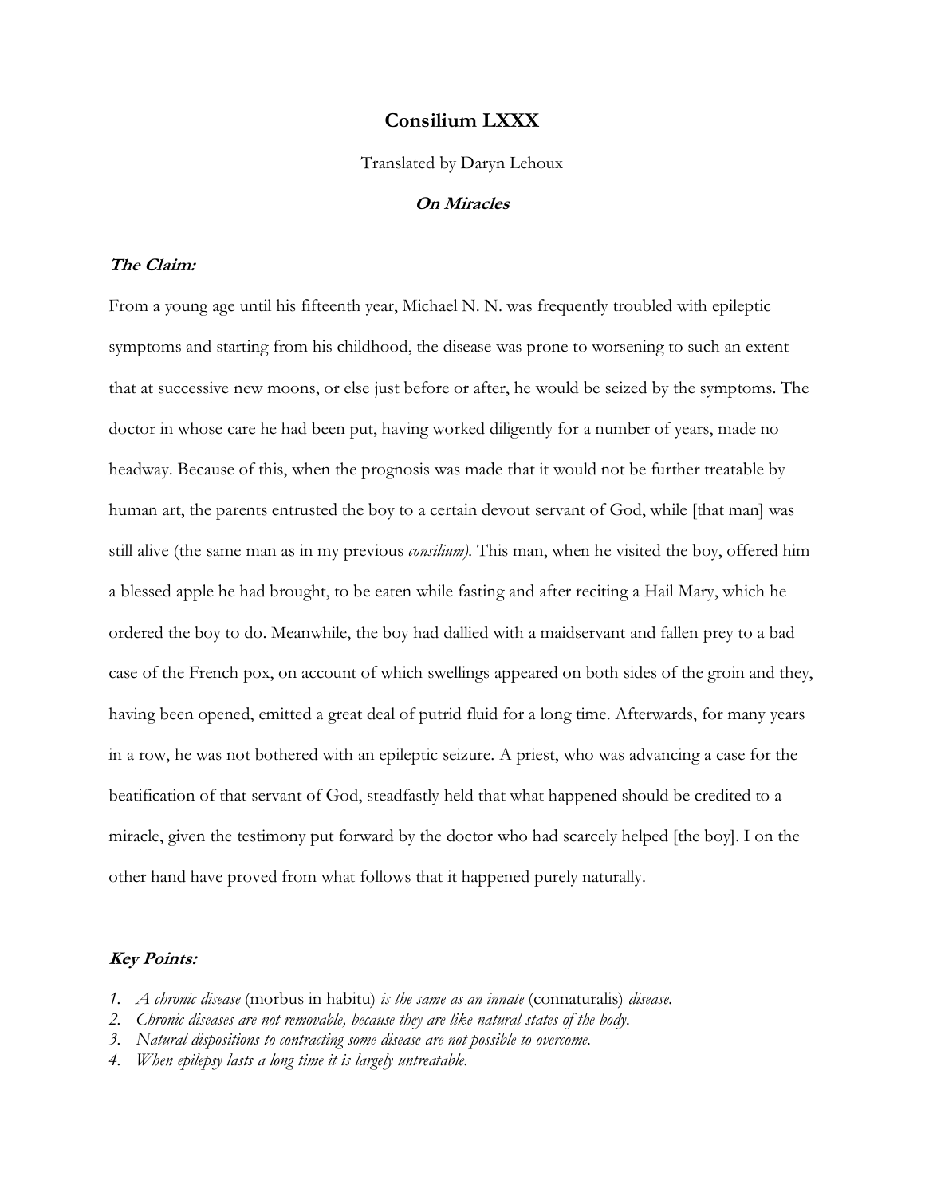# Consilium LXXX

Translated by Daryn Lehoux

## *On Miracles*

### *The Claim:*

From a young age until his fifteenth year, Michael N. N. was frequently troubled with epileptic symptoms and starting from his childhood, the disease was prone to worsening to such an extent that at successive new moons, or else just before or after, he would be seized by the symptoms. The doctor in whose care he had been put, having worked diligently for a number of years, made no headway. Because of this, when the prognosis was made that it would not be further treatable by human art, the parents entrusted the boy to a certain devout servant of God, while [that man] was still alive (the same man as in my previous *consilium).* This man, when he visited the boy, offered him a blessed apple he had brought, to be eaten while fasting and after reciting a Hail Mary, which he ordered the boy to do. Meanwhile, the boy had dallied with a maidservant and fallen prey to a bad case of the French pox, on account of which swellings appeared on both sides of the groin and they, having been opened, emitted a great deal of putrid fluid for a long time. Afterwards, for many years in a row, he was not bothered with an epileptic seizure. A priest, who was advancing a case for the beatification of that servant of God, steadfastly held that what happened should be credited to a miracle, given the testimony put forward by the doctor who had scarcely helped [the boy]. I on the other hand have proved from what follows that it happened purely naturally.

### *Key Points:*

1. *A chronic disease* (morbus in habitu) *is the same as an innate* (connaturalis) *disease.*
2. *Chronic diseases are not removable, because they are like natural states of the body.*
3. *Natural dispositions to contracting some disease are not possible to overcome.*
4. *When epilepsy lasts a long time it is largely untreatable.*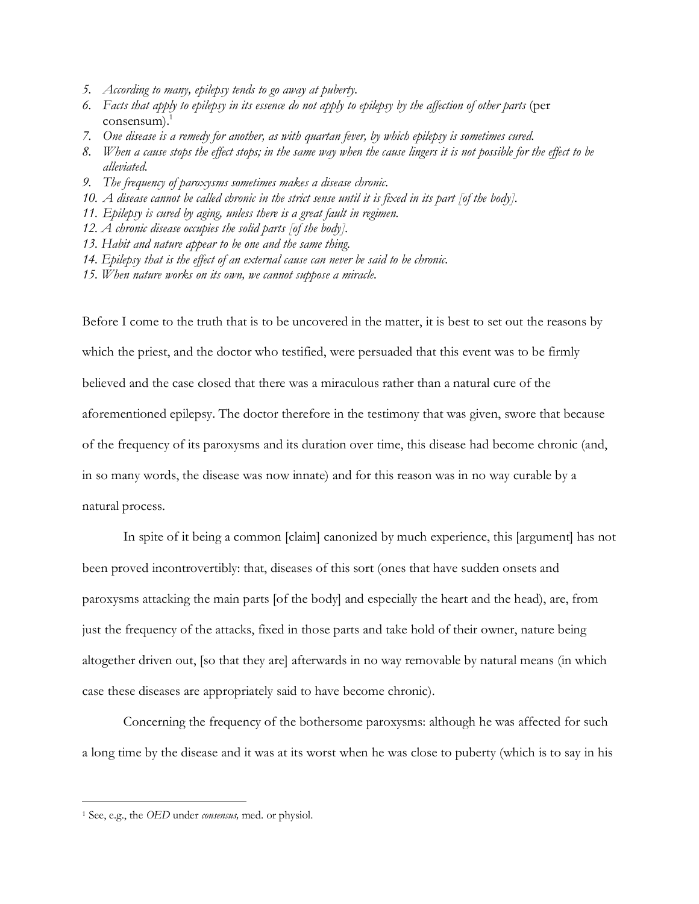5. *According to many, epilepsy tends to go away at puberty.*
6. *Facts that apply to epilepsy in its essence do not apply to epilepsy by the affection of other parts* (per consensum).[1]
7. *One disease is a remedy for another, as with quartan fever, by which epilepsy is sometimes cured.*
8. *When a cause stops the effect stops; in the same way when the cause lingers it is not possible for the effect to be alleviated.*
9. *The frequency of paroxysms sometimes makes a disease chronic.*
10. *A disease cannot be called chronic in the strict sense until it is fixed in its part [of the body].*
11. *Epilepsy is cured by aging, unless there is a great fault in regimen.*
12. *A chronic disease occupies the solid parts [of the body].*
13. *Habit and nature appear to be one and the same thing.*
14. *Epilepsy that is the effect of an external cause can never be said to be chronic.*
15. *When nature works on its own, we cannot suppose a miracle.*

Before I come to the truth that is to be uncovered in the matter, it is best to set out the reasons by which the priest, and the doctor who testified, were persuaded that this event was to be firmly believed and the case closed that there was a miraculous rather than a natural cure of the aforementioned epilepsy. The doctor therefore in the testimony that was given, swore that because of the frequency of its paroxysms and its duration over time, this disease had become chronic (and, in so many words, the disease was now innate) and for this reason was in no way curable by a natural process.

In spite of it being a common [claim] canonized by much experience, this [argument] has not been proved incontrovertibly: that, diseases of this sort (ones that have sudden onsets and paroxysms attacking the main parts [of the body] and especially the heart and the head), are, from just the frequency of the attacks, fixed in those parts and take hold of their owner, nature being altogether driven out, [so that they are] afterwards in no way removable by natural means (in which case these diseases are appropriately said to have become chronic).

Concerning the frequency of the bothersome paroxysms: although he was affected for such a long time by the disease and it was at its worst when he was close to puberty (which is to say in his

[1] See, e.g., the *OED* under *consensus,* med. or physiol.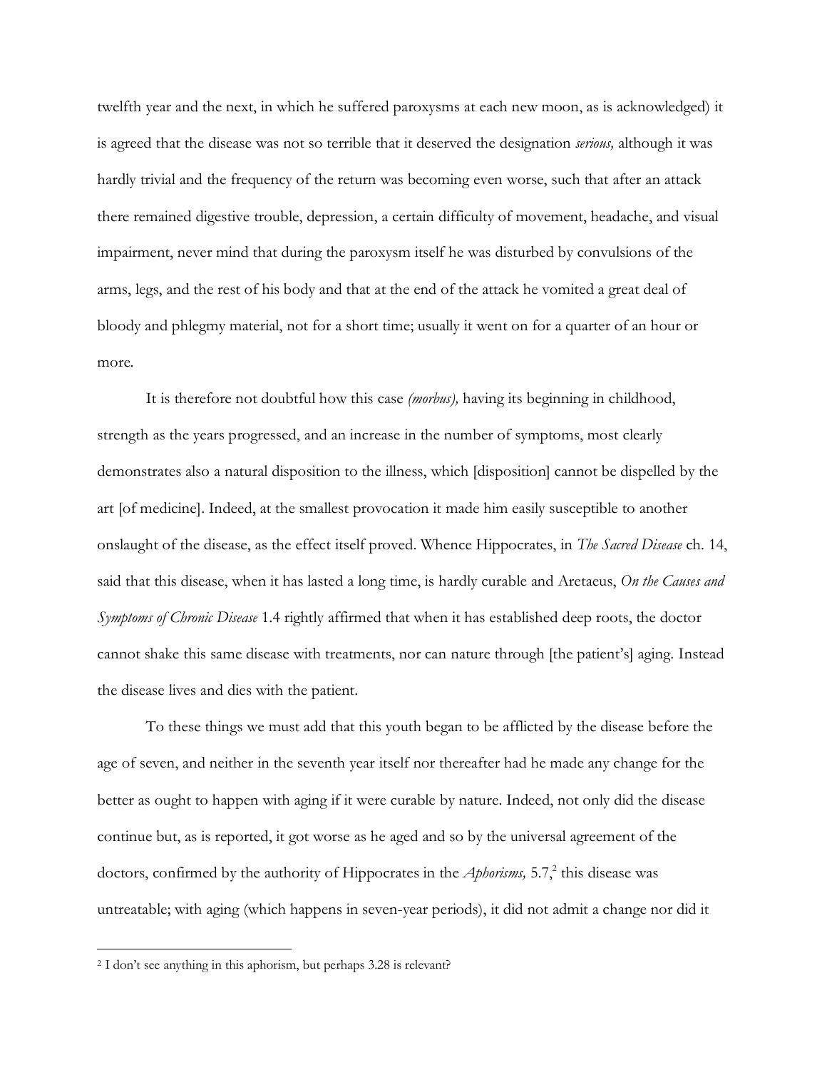twelfth year and the next, in which he suffered paroxysms at each new moon, as is acknowledged) it is agreed that the disease was not so terrible that it deserved the designation *serious,* although it was hardly trivial and the frequency of the return was becoming even worse, such that after an attack there remained digestive trouble, depression, a certain difficulty of movement, headache, and visual impairment, never mind that during the paroxysm itself he was disturbed by convulsions of the arms, legs, and the rest of his body and that at the end of the attack he vomited a great deal of bloody and phlegmy material, not for a short time; usually it went on for a quarter of an hour or more.

It is therefore not doubtful how this case *(morbus),* having its beginning in childhood, strength as the years progressed, and an increase in the number of symptoms, most clearly demonstrates also a natural disposition to the illness, which [disposition] cannot be dispelled by the art [of medicine]. Indeed, at the smallest provocation it made him easily susceptible to another onslaught of the disease, as the effect itself proved. Whence Hippocrates, in *The Sacred Disease* ch. 14, said that this disease, when it has lasted a long time, is hardly curable and Aretaeus, *On the Causes and Symptoms of Chronic Disease* 1.4 rightly affirmed that when it has established deep roots, the doctor cannot shake this same disease with treatments, nor can nature through [the patient's] aging. Instead the disease lives and dies with the patient.

To these things we must add that this youth began to be afflicted by the disease before the age of seven, and neither in the seventh year itself nor thereafter had he made any change for the better as ought to happen with aging if it were curable by nature. Indeed, not only did the disease continue but, as is reported, it got worse as he aged and so by the universal agreement of the doctors, confirmed by the authority of Hippocrates in the *Aphorisms,* 5.7,[2] this disease was untreatable; with aging (which happens in seven-year periods), it did not admit a change nor did it

[2] I don't see anything in this aphorism, but perhaps 3.28 is relevant?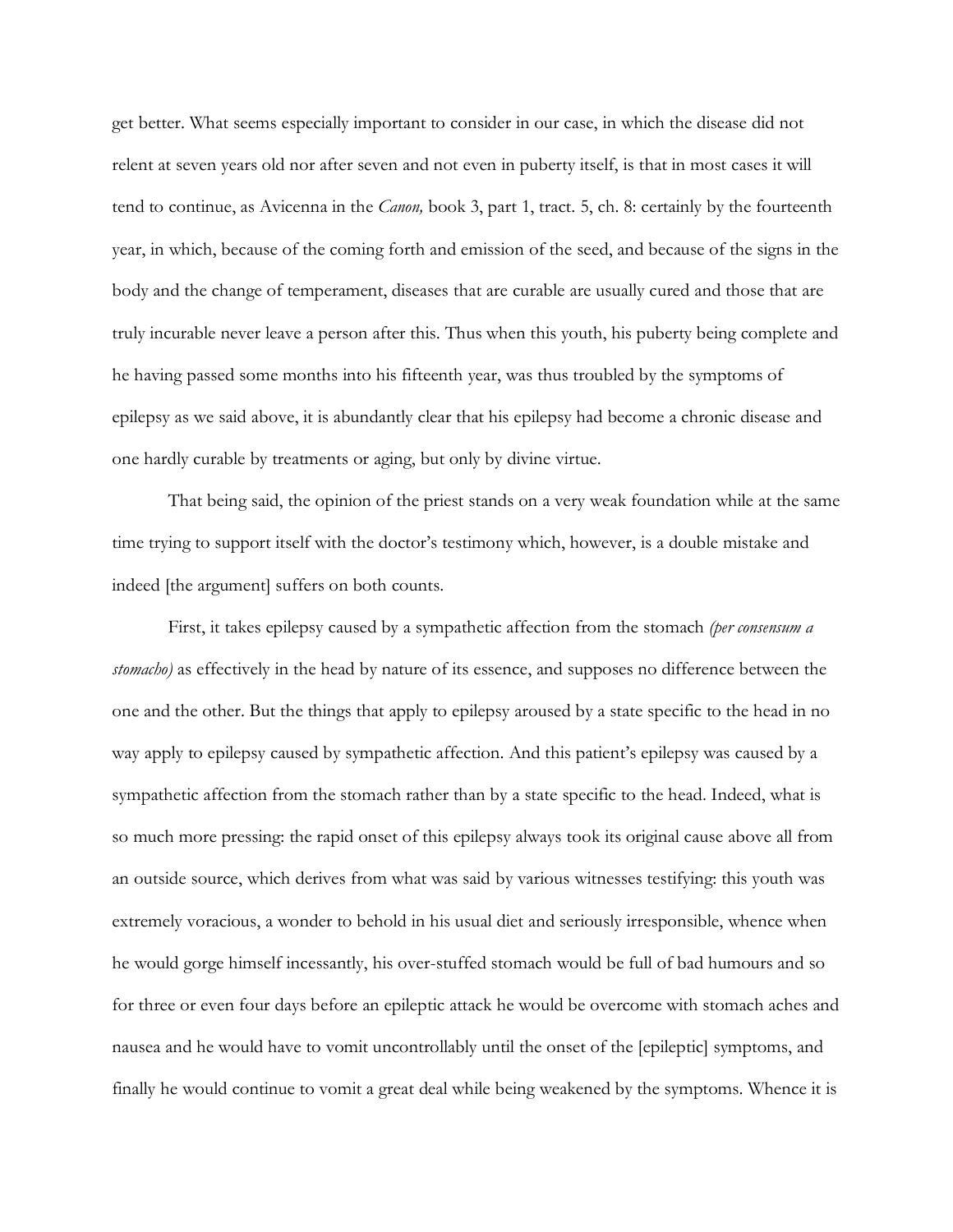get better. What seems especially important to consider in our case, in which the disease did not relent at seven years old nor after seven and not even in puberty itself, is that in most cases it will tend to continue, as Avicenna in the *Canon,* book 3, part 1, tract. 5, ch. 8: certainly by the fourteenth year, in which, because of the coming forth and emission of the seed, and because of the signs in the body and the change of temperament, diseases that are curable are usually cured and those that are truly incurable never leave a person after this. Thus when this youth, his puberty being complete and he having passed some months into his fifteenth year, was thus troubled by the symptoms of epilepsy as we said above, it is abundantly clear that his epilepsy had become a chronic disease and one hardly curable by treatments or aging, but only by divine virtue.

That being said, the opinion of the priest stands on a very weak foundation while at the same time trying to support itself with the doctor's testimony which, however, is a double mistake and indeed [the argument] suffers on both counts.

First, it takes epilepsy caused by a sympathetic affection from the stomach *(per consensum a stomacho)* as effectively in the head by nature of its essence, and supposes no difference between the one and the other. But the things that apply to epilepsy aroused by a state specific to the head in no way apply to epilepsy caused by sympathetic affection. And this patient's epilepsy was caused by a sympathetic affection from the stomach rather than by a state specific to the head. Indeed, what is so much more pressing: the rapid onset of this epilepsy always took its original cause above all from an outside source, which derives from what was said by various witnesses testifying: this youth was extremely voracious, a wonder to behold in his usual diet and seriously irresponsible, whence when he would gorge himself incessantly, his over-stuffed stomach would be full of bad humours and so for three or even four days before an epileptic attack he would be overcome with stomach aches and nausea and he would have to vomit uncontrollablaly until the onset of the [epileptic] symptoms, and finally he would continue to vomit a great deal while being weakened by the symptoms. Whence it is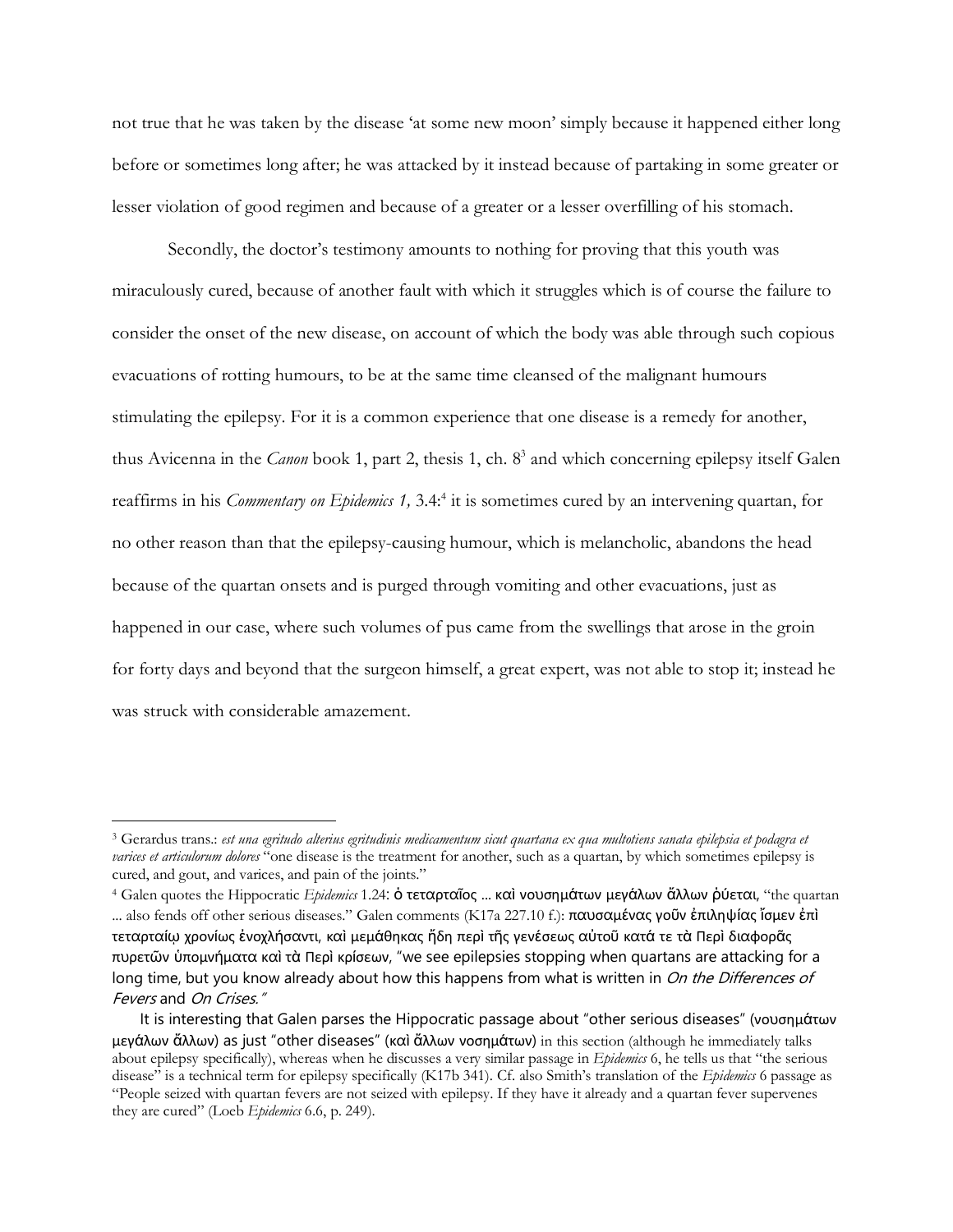not true that he was taken by the disease 'at some new moon' simply because it happened either long before or sometimes long after; he was attacked by it instead because of partaking in some greater or lesser violation of good regimen and because of a greater or a lesser overfilling of his stomach.

Secondly, the doctor's testimony amounts to nothing for proving that this youth was miraculously cured, because of another fault with which it struggles which is of course the failure to consider the onset of the new disease, on account of which the body was able through such copious evacuations of rotting humours, to be at the same time cleansed of the malignant humours stimulating the epilepsy. For it is a common experience that one disease is a remedy for another, thus Avicenna in the *Canon* book 1, part 2, thesis 1, ch. 8[3] and which concerning epilepsy itself Galen reaffirms in his *Commentary on Epidemics 1,* 3.4:[4] it is sometimes cured by an intervening quartan, for no other reason than that the epilepsy-causing humour, which is melancholic, abandons the head because of the quartan onsets and is purged through vomiting and other evacuations, just as happened in our case, where such volumes of pus came from the swellings that arose in the groin for forty days and beyond that the surgeon himself, a great expert, was not able to stop it; instead he was struck with considerable amazement.

---

[3] Gerardus trans.: *est una egritudo alterius egritudinis medicamentum sicut quartana ex qua multotiens sanata epilepsia et podagra et varices et articulorum dolores* "one disease is the treatment for another, such as a quartan, by which sometimes epilepsy is cured, and gout, and varices, and pain of the joints."

[4] Galen quotes the Hippocratic *Epidemics* 1.24: ὁ τεταρταῖος ... καὶ νουσημάτων μεγάλων ἄλλων ῥύεται, "the quartan ... also fends off other serious diseases." Galen comments (K17a 227.10 f.): παυσαμένας γοῦν ἐπιληψίας ἴσμεν ἐπὶ τεταρταίῳ χρονίως ἐνοχλήσαντι, καὶ μεμάθηκας ἤδη περὶ τῆς γενέσεως αὐτοῦ κατά τε τὰ Περὶ διαφορᾶς πυρετῶν ὑπομνήματα καὶ τὰ Περὶ κρίσεων, "we see epilepsies stopping when quartans are attacking for a long time, but you know already about how this happens from what is written in *On the Differences of Fevers* and *On Crises."*

It is interesting that Galen parses the Hippocratic passage about "other serious diseases" (νουσημάτων μεγάλων ἄλλων) as just "other diseases" (καὶ ἄλλων νοσημάτων) in this section (although he immediately talks about epilepsy specifically), whereas when he discusses a very similar passage in *Epidemics* 6, he tells us that "the serious disease" is a technical term for epilepsy specifically (K17b 341). Cf. also Smith's translation of the *Epidemics* 6 passage as "People seized with quartan fevers are not seized with epilepsy. If they have it already and a quartan fever supervenes they are cured" (Loeb *Epidemics* 6.6, p. 249).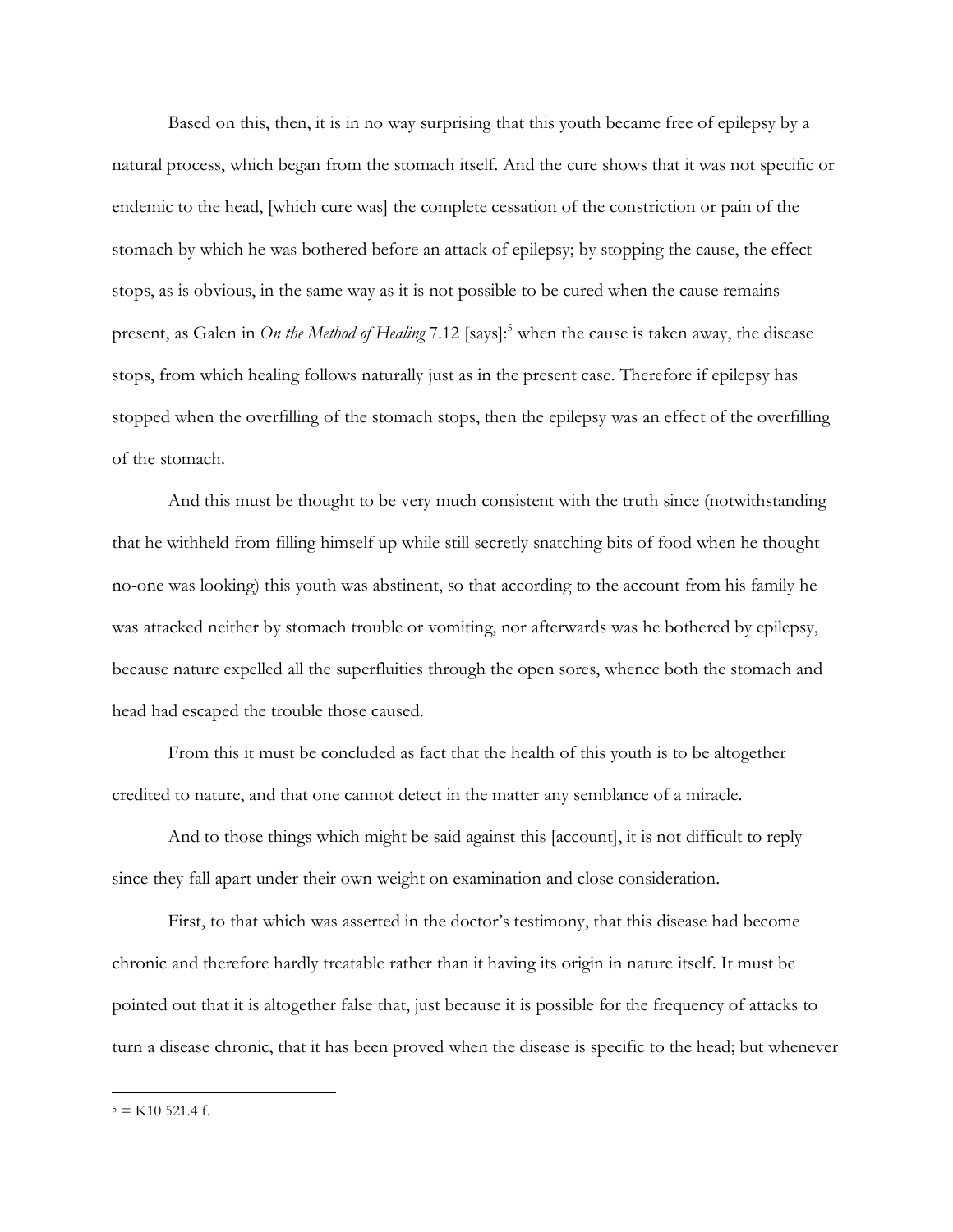Based on this, then, it is in no way surprising that this youth became free of epilepsy by a natural process, which began from the stomach itself. And the cure shows that it was not specific or endemic to the head, [which cure was] the complete cessation of the constriction or pain of the stomach by which he was bothered before an attack of epilepsy; by stopping the cause, the effect stops, as is obvious, in the same way as it is not possible to be cured when the cause remains present, as Galen in *On the Method of Healing* 7.12 [says]:[5] when the cause is taken away, the disease stops, from which healing follows naturally just as in the present case. Therefore if epilepsy has stopped when the overfilling of the stomach stops, then the epilepsy was an effect of the overfilling of the stomach.

And this must be thought to be very much consistent with the truth since (notwithstanding that he withheld from filling himself up while still secretly snatching bits of food when he thought no-one was looking) this youth was abstinent, so that according to the account from his family he was attacked neither by stomach trouble or vomiting, nor afterwards was he bothered by epilepsy, because nature expelled all the superfluities through the open sores, whence both the stomach and head had escaped the trouble those caused.

From this it must be concluded as fact that the health of this youth is to be altogether credited to nature, and that one cannot detect in the matter any semblance of a miracle.

And to those things which might be said against this [account], it is not difficult to reply since they fall apart under their own weight on examination and close consideration.

First, to that which was asserted in the doctor's testimony, that this disease had become chronic and therefore hardly treatable rather than it having its origin in nature itself. It must be pointed out that it is altogether false that, just because it is possible for the frequency of attacks to turn a disease chronic, that it has been proved when the disease is specific to the head; but whenever

---

[5] = K10 521.4 f.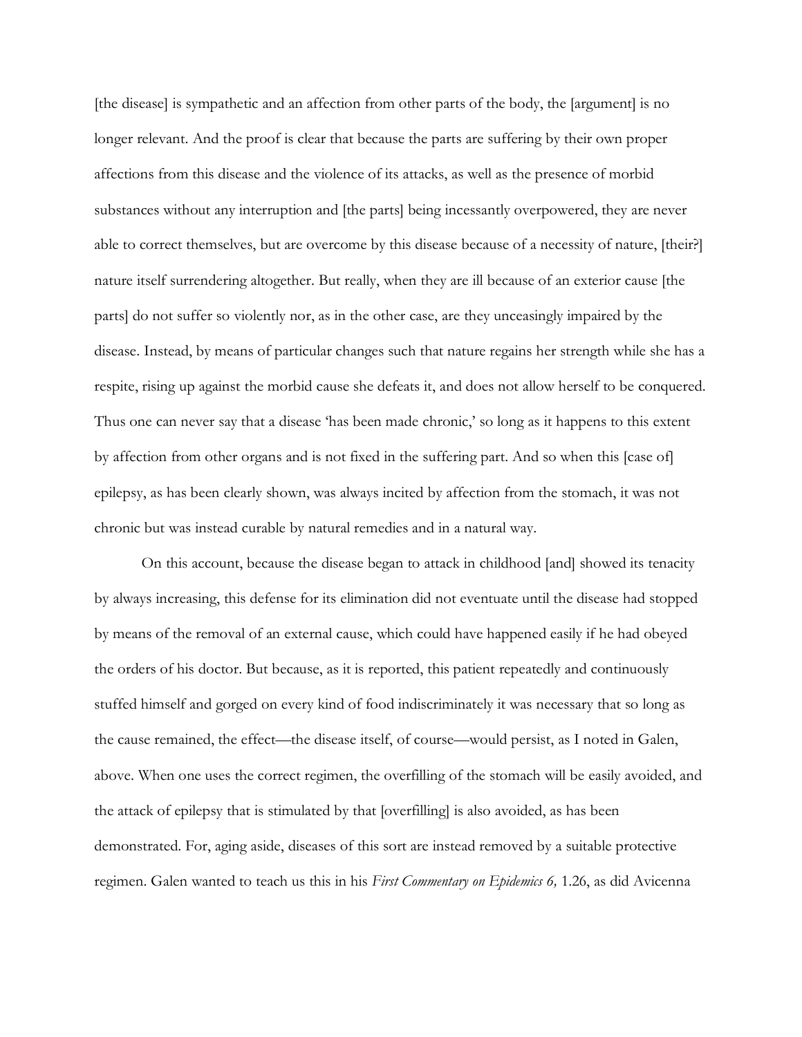[the disease] is sympathetic and an affection from other parts of the body, the [argument] is no longer relevant. And the proof is clear that because the parts are suffering by their own proper affections from this disease and the violence of its attacks, as well as the presence of morbid substances without any interruption and [the parts] being incessantly overpowered, they are never able to correct themselves, but are overcome by this disease because of a necessity of nature, [their?] nature itself surrendering altogether. But really, when they are ill because of an exterior cause [the parts] do not suffer so violently nor, as in the other case, are they unceasingly impaired by the disease. Instead, by means of particular changes such that nature regains her strength while she has a respite, rising up against the morbid cause she defeats it, and does not allow herself to be conquered. Thus one can never say that a disease 'has been made chronic,' so long as it happens to this extent by affection from other organs and is not fixed in the suffering part. And so when this [case of] epilepsy, as has been clearly shown, was always incited by affection from the stomach, it was not chronic but was instead curable by natural remedies and in a natural way.

On this account, because the disease began to attack in childhood [and] showed its tenacity by always increasing, this defense for its elimination did not eventuate until the disease had stopped by means of the removal of an external cause, which could have happened easily if he had obeyed the orders of his doctor. But because, as it is reported, this patient repeatedly and continuously stuffed himself and gorged on every kind of food indiscriminately it was necessary that so long as the cause remained, the effect—the disease itself, of course—would persist, as I noted in Galen, above. When one uses the correct regimen, the overfilling of the stomach will be easily avoided, and the attack of epilepsy that is stimulated by that [overfilling] is also avoided, as has been demonstrated. For, aging aside, diseases of this sort are instead removed by a suitable protective regimen. Galen wanted to teach us this in his *First Commentary on Epidemics 6,* 1.26, as did Avicenna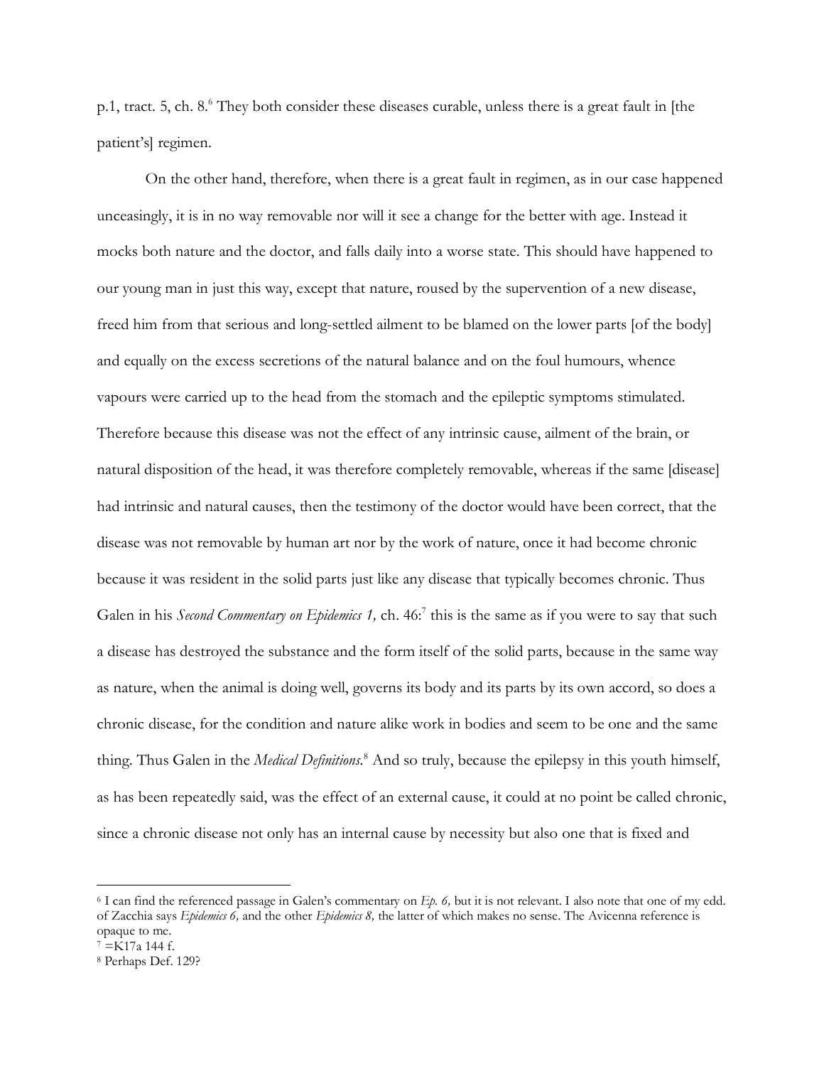p.1, tract. 5, ch. 8.[6] They both consider these diseases curable, unless there is a great fault in [the patient's] regimen.

On the other hand, therefore, when there is a great fault in regimen, as in our case happened unceasingly, it is in no way removable nor will it see a change for the better with age. Instead it mocks both nature and the doctor, and falls daily into a worse state. This should have happened to our young man in just this way, except that nature, roused by the supervention of a new disease, freed him from that serious and long-settled ailment to be blamed on the lower parts [of the body] and equally on the excess secretions of the natural balance and on the foul humours, whence vapours were carried up to the head from the stomach and the epileptic symptoms stimulated. Therefore because this disease was not the effect of any intrinsic cause, ailment of the brain, or natural disposition of the head, it was therefore completely removable, whereas if the same [disease] had intrinsic and natural causes, then the testimony of the doctor would have been correct, that the disease was not removable by human art nor by the work of nature, once it had become chronic because it was resident in the solid parts just like any disease that typically becomes chronic. Thus Galen in his *Second Commentary on Epidemics 1,* ch. 46:[7] this is the same as if you were to say that such a disease has destroyed the substance and the form itself of the solid parts, because in the same way as nature, when the animal is doing well, governs its body and its parts by its own accord, so does a chronic disease, for the condition and nature alike work in bodies and seem to be one and the same thing. Thus Galen in the *Medical Definitions.*[8] And so truly, because the epilepsy in this youth himself, as has been repeatedly said, was the effect of an external cause, it could at no point be called chronic, since a chronic disease not only has an internal cause by necessity but also one that is fixed and

---

[6] I can find the referenced passage in Galen's commentary on *Ep. 6,* but it is not relevant. I also note that one of my edd. of Zacchia says *Epidemics 6,* and the other *Epidemics 8,* the latter of which makes no sense. The Avicenna reference is opaque to me.

[7] =K17a 144 f.

[8] Perhaps Def. 129?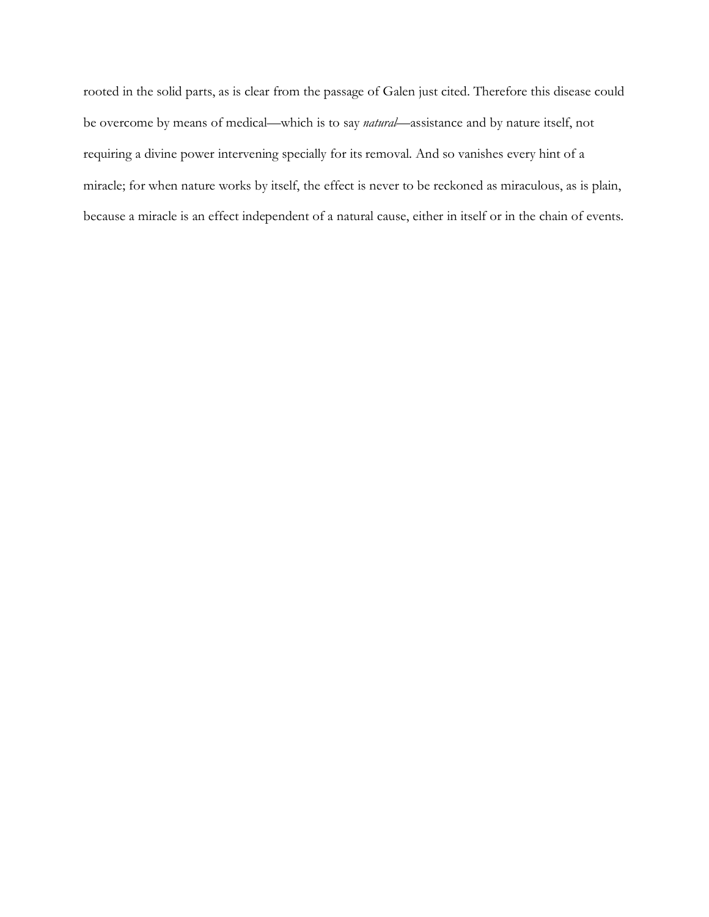rooted in the solid parts, as is clear from the passage of Galen just cited. Therefore this disease could be overcome by means of medical—which is to say *natural*—assistance and by nature itself, not requiring a divine power intervening specially for its removal. And so vanishes every hint of a miracle; for when nature works by itself, the effect is never to be reckoned as miraculous, as is plain, because a miracle is an effect independent of a natural cause, either in itself or in the chain of events.